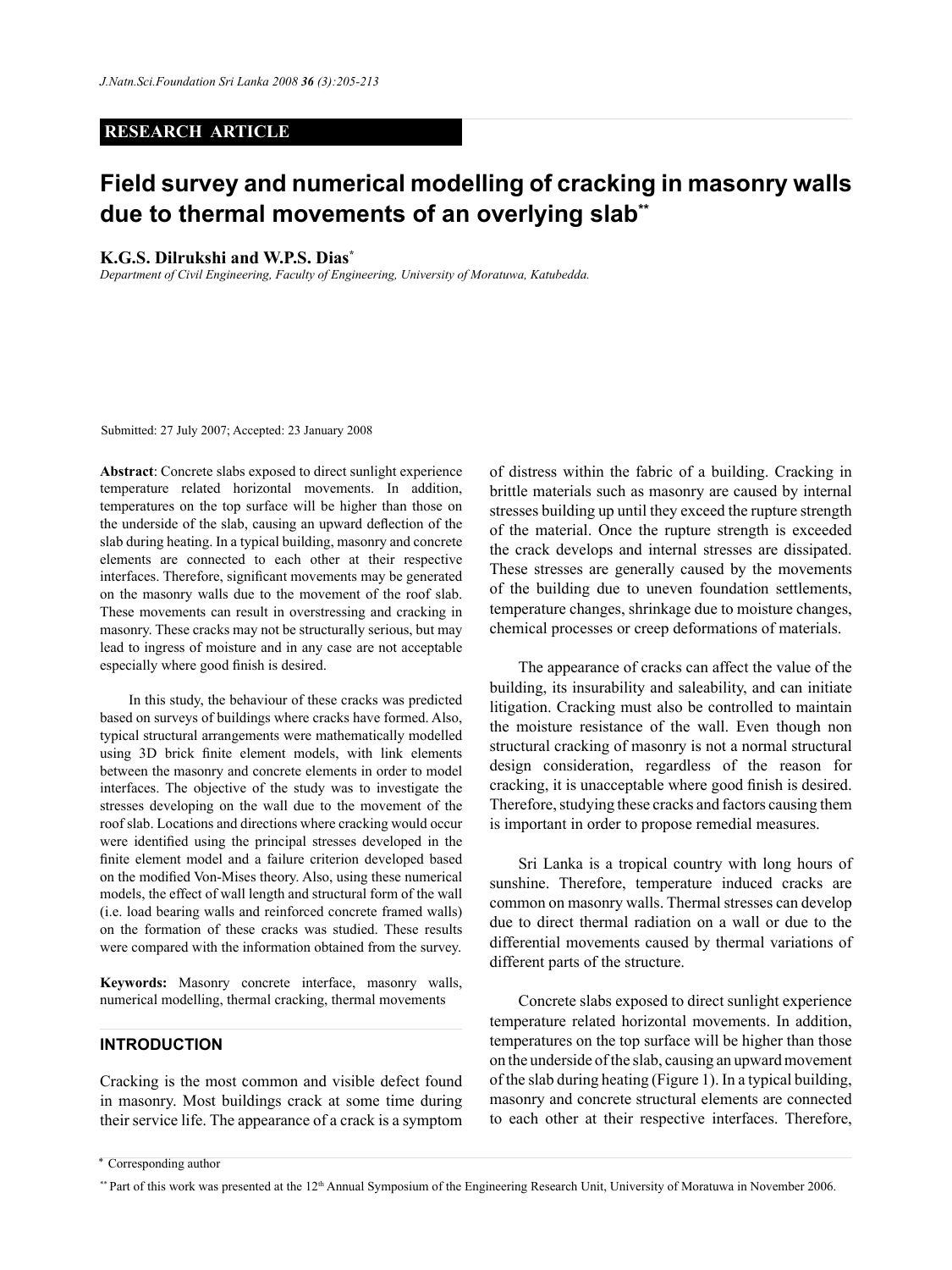**RESEARCH ARTICLE**

# Field survey and numerical modelling of cracking in masonry walls due to thermal movements of an overlying slab**

**K.G.S. Dilrukshi and W.P.S. Dias***

*Department of Civil Engineering, Faculty of Engineering, University of Moratuwa, Katubedda.*

Submitted: 27 July 2007; Accepted: 23 January 2008

**Abstract**: Concrete slabs exposed to direct sunlight experience temperature related horizontal movements. In addition, temperatures on the top surface will be higher than those on the underside of the slab, causing an upward deflection of the slab during heating. In a typical building, masonry and concrete elements are connected to each other at their respective interfaces. Therefore, significant movements may be generated on the masonry walls due to the movement of the roof slab. These movements can result in overstressing and cracking in masonry. These cracks may not be structurally serious, but may lead to ingress of moisture and in any case are not acceptable especially where good finish is desired.

In this study, the behaviour of these cracks was predicted based on surveys of buildings where cracks have formed. Also, typical structural arrangements were mathematically modelled using 3D brick finite element models, with link elements between the masonry and concrete elements in order to model interfaces. The objective of the study was to investigate the stresses developing on the wall due to the movement of the roof slab. Locations and directions where cracking would occur were identified using the principal stresses developed in the finite element model and a failure criterion developed based on the modified Von-Mises theory. Also, using these numerical models, the effect of wall length and structural form of the wall (i.e. load bearing walls and reinforced concrete framed walls) on the formation of these cracks was studied. These results were compared with the information obtained from the survey.

**Keywords:** Masonry concrete interface, masonry walls, numerical modelling, thermal cracking, thermal movements

## INTRODUCTION

Cracking is the most common and visible defect found in masonry. Most buildings crack at some time during their service life. The appearance of a crack is a symptom of distress within the fabric of a building. Cracking in brittle materials such as masonry are caused by internal stresses building up until they exceed the rupture strength of the material. Once the rupture strength is exceeded the crack develops and internal stresses are dissipated. These stresses are generally caused by the movements of the building due to uneven foundation settlements, temperature changes, shrinkage due to moisture changes, chemical processes or creep deformations of materials.

The appearance of cracks can affect the value of the building, its insurability and saleability, and can initiate litigation. Cracking must also be controlled to maintain the moisture resistance of the wall. Even though non structural cracking of masonry is not a normal structural design consideration, regardless of the reason for cracking, it is unacceptable where good finish is desired. Therefore, studying these cracks and factors causing them is important in order to propose remedial measures.

Sri Lanka is a tropical country with long hours of sunshine. Therefore, temperature induced cracks are common on masonry walls. Thermal stresses can develop due to direct thermal radiation on a wall or due to the differential movements caused by thermal variations of different parts of the structure.

Concrete slabs exposed to direct sunlight experience temperature related horizontal movements. In addition, temperatures on the top surface will be higher than those on the underside of the slab, causing an upward movement of the slab during heating (Figure 1). In a typical building, masonry and concrete structural elements are connected to each other at their respective interfaces. Therefore,

\* Corresponding author

\*\* Part of this work was presented at the 12th Annual Symposium of the Engineering Research Unit, University of Moratuwa in November 2006.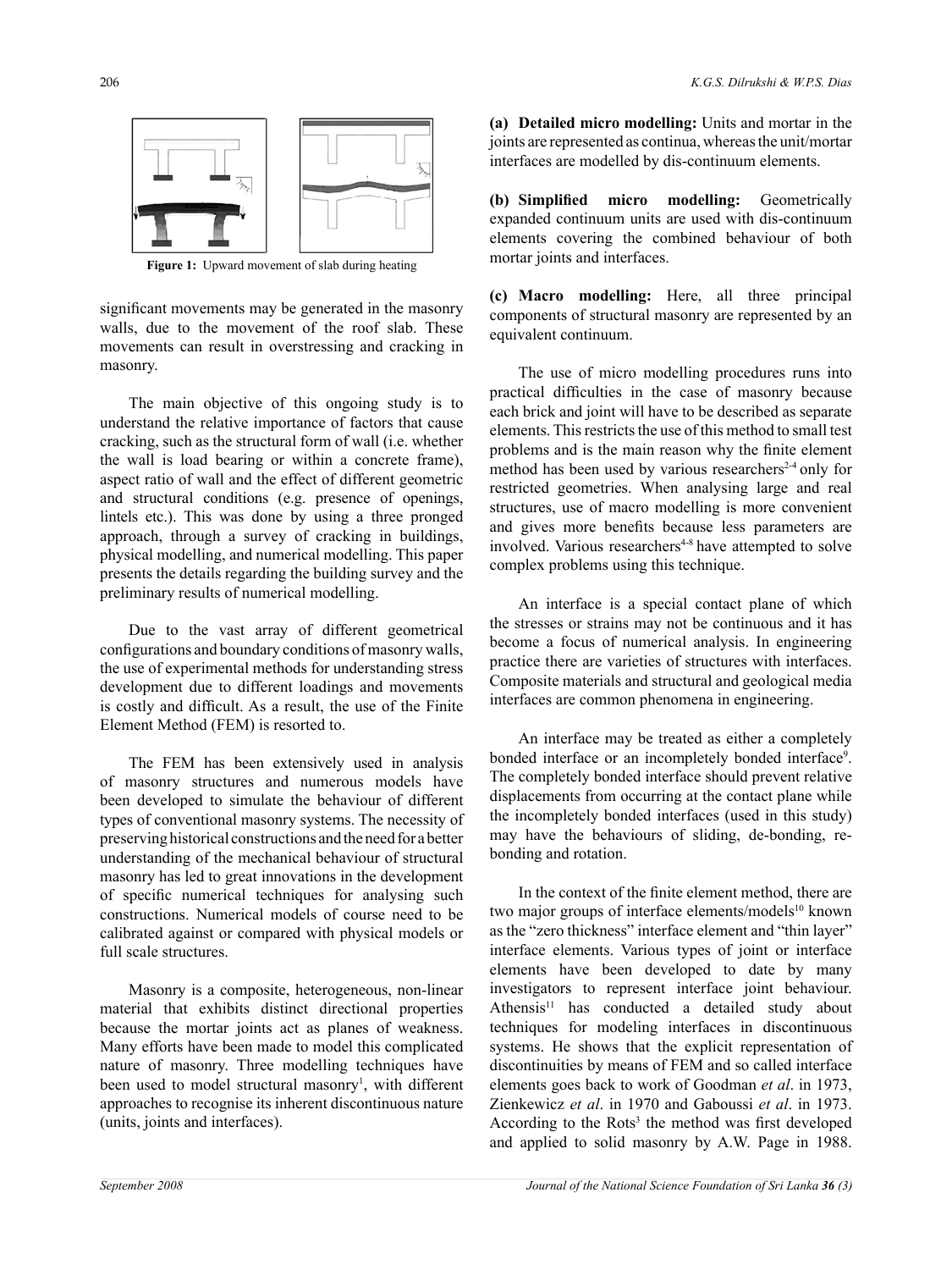Figure 1: Upward movement of slab during heating

significant movements may be generated in the masonry walls, due to the movement of the roof slab. These movements can result in overstressing and cracking in masonry.

The main objective of this ongoing study is to understand the relative importance of factors that cause cracking, such as the structural form of wall (i.e. whether the wall is load bearing or within a concrete frame), aspect ratio of wall and the effect of different geometric and structural conditions (e.g. presence of openings, lintels etc.). This was done by using a three pronged approach, through a survey of cracking in buildings, physical modelling, and numerical modelling. This paper presents the details regarding the building survey and the preliminary results of numerical modelling.

Due to the vast array of different geometrical configurations and boundary conditions of masonry walls, the use of experimental methods for understanding stress development due to different loadings and movements is costly and difficult. As a result, the use of the Finite Element Method (FEM) is resorted to.

The FEM has been extensively used in analysis of masonry structures and numerous models have been developed to simulate the behaviour of different types of conventional masonry systems. The necessity of preserving historical constructions and the need for a better understanding of the mechanical behaviour of structural masonry has led to great innovations in the development of specific numerical techniques for analysing such constructions. Numerical models of course need to be calibrated against or compared with physical models or full scale structures.

Masonry is a composite, heterogeneous, non-linear material that exhibits distinct directional properties because the mortar joints act as planes of weakness. Many efforts have been made to model this complicated nature of masonry. Three modelling techniques have been used to model structural masonry[1], with different approaches to recognise its inherent discontinuous nature (units, joints and interfaces).

**(a) Detailed micro modelling:** Units and mortar in the joints are represented as continua, whereas the unit/mortar interfaces are modelled by dis-continuum elements.

**(b) Simplified micro modelling:** Geometrically expanded continuum units are used with dis-continuum elements covering the combined behaviour of both mortar joints and interfaces.

**(c) Macro modelling:** Here, all three principal components of structural masonry are represented by an equivalent continuum.

The use of micro modelling procedures runs into practical difficulties in the case of masonry because each brick and joint will have to be described as separate elements. This restricts the use of this method to small test problems and is the main reason why the finite element method has been used by various researchers[2-4] only for restricted geometries. When analysing large and real structures, use of macro modelling is more convenient and gives more benefits because less parameters are involved. Various researchers[4-8] have attempted to solve complex problems using this technique.

An interface is a special contact plane of which the stresses or strains may not be continuous and it has become a focus of numerical analysis. In engineering practice there are varieties of structures with interfaces. Composite materials and structural and geological media interfaces are common phenomena in engineering.

An interface may be treated as either a completely bonded interface or an incompletely bonded interface[9]. The completely bonded interface should prevent relative displacements from occurring at the contact plane while the incompletely bonded interfaces (used in this study) may have the behaviours of sliding, de-bonding, re-bonding and rotation.

In the context of the finite element method, there are two major groups of interface elements/models[10] known as the "zero thickness" interface element and "thin layer" interface elements. Various types of joint or interface elements have been developed to date by many investigators to represent interface joint behaviour. Athensis[11] has conducted a detailed study about techniques for modeling interfaces in discontinuous systems. He shows that the explicit representation of discontinuities by means of FEM and so called interface elements goes back to work of Goodman *et al*. in 1973, Zienkewicz *et al*. in 1970 and Gaboussi *et al*. in 1973. According to the Rots[3] the method was first developed and applied to solid masonry by A.W. Page in 1988.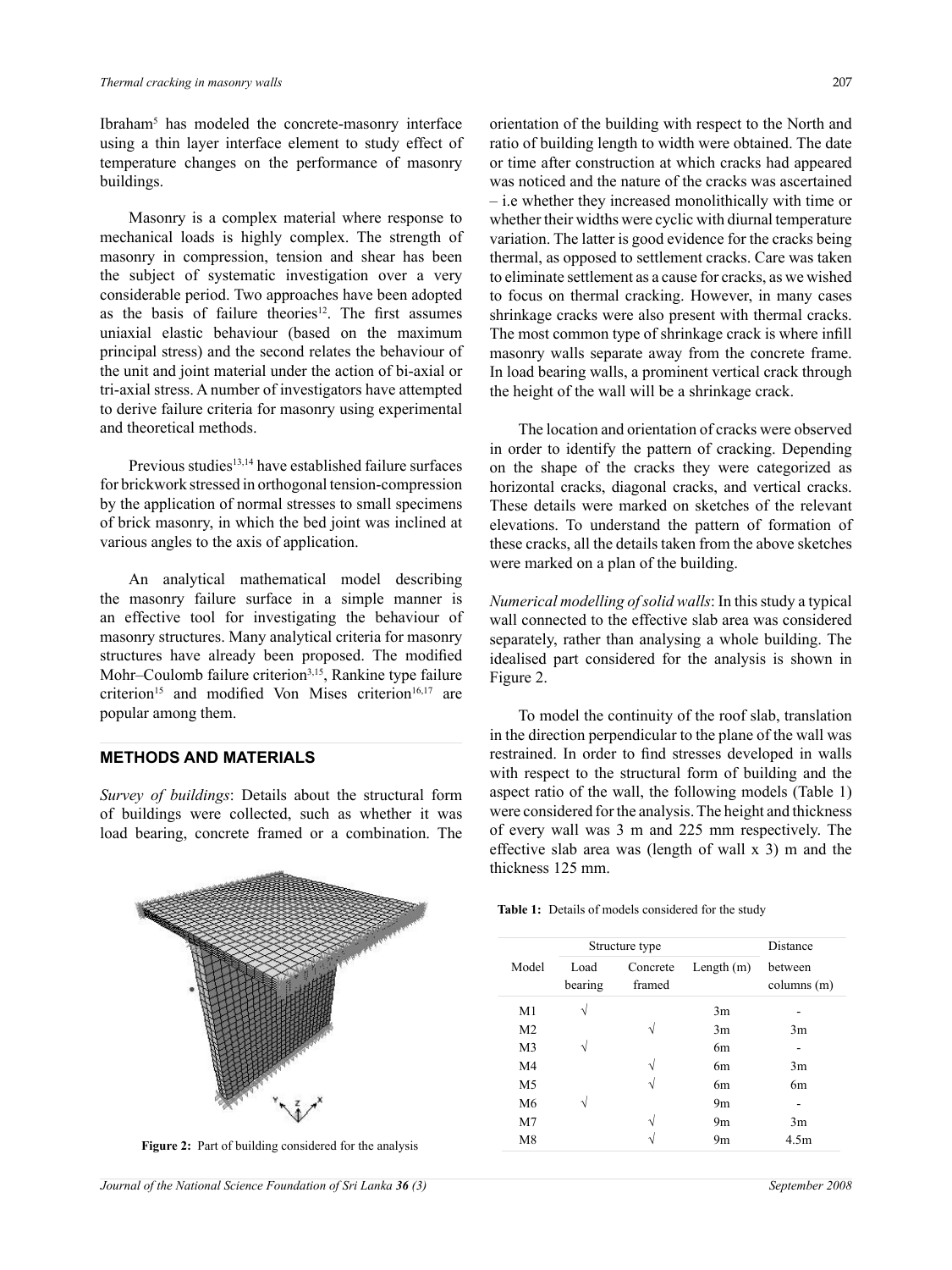Ibraham[5] has modeled the concrete-masonry interface using a thin layer interface element to study effect of temperature changes on the performance of masonry buildings.

Masonry is a complex material where response to mechanical loads is highly complex. The strength of masonry in compression, tension and shear has been the subject of systematic investigation over a very considerable period. Two approaches have been adopted as the basis of failure theories[12]. The first assumes uniaxial elastic behaviour (based on the maximum principal stress) and the second relates the behaviour of the unit and joint material under the action of bi-axial or tri-axial stress. A number of investigators have attempted to derive failure criteria for masonry using experimental and theoretical methods.

Previous studies[13,14] have established failure surfaces for brickwork stressed in orthogonal tension-compression by the application of normal stresses to small specimens of brick masonry, in which the bed joint was inclined at various angles to the axis of application.

An analytical mathematical model describing the masonry failure surface in a simple manner is an effective tool for investigating the behaviour of masonry structures. Many analytical criteria for masonry structures have already been proposed. The modified Mohr–Coulomb failure criterion[3,15], Rankine type failure criterion[15] and modified Von Mises criterion[16,17] are popular among them.

## METHODS AND MATERIALS

*Survey of buildings*: Details about the structural form of buildings were collected, such as whether it was load bearing, concrete framed or a combination. The orientation of the building with respect to the North and ratio of building length to width were obtained. The date or time after construction at which cracks had appeared was noticed and the nature of the cracks was ascertained – i.e whether they increased monolithically with time or whether their widths were cyclic with diurnal temperature variation. The latter is good evidence for the cracks being thermal, as opposed to settlement cracks. Care was taken to eliminate settlement as a cause for cracks, as we wished to focus on thermal cracking. However, in many cases shrinkage cracks were also present with thermal cracks. The most common type of shrinkage crack is where infill masonry walls separate away from the concrete frame. In load bearing walls, a prominent vertical crack through the height of the wall will be a shrinkage crack.

The location and orientation of cracks were observed in order to identify the pattern of cracking. Depending on the shape of the cracks they were categorized as horizontal cracks, diagonal cracks, and vertical cracks. These details were marked on sketches of the relevant elevations. To understand the pattern of formation of these cracks, all the details taken from the above sketches were marked on a plan of the building.

Figure 2: Part of building considered for the analysis

*Numerical modelling of solid walls*: In this study a typical wall connected to the effective slab area was considered separately, rather than analysing a whole building. The idealised part considered for the analysis is shown in Figure 2.

To model the continuity of the roof slab, translation in the direction perpendicular to the plane of the wall was restrained. In order to find stresses developed in walls with respect to the structural form of building and the aspect ratio of the wall, the following models (Table 1) were considered for the analysis. The height and thickness of every wall was 3 m and 225 mm respectively. The effective slab area was (length of wall x 3) m and the thickness 125 mm.

**Table 1:** Details of models considered for the study

| Model | Structure type | | Length (m) | Distance between columns (m) |
|---|---|---|---|---|
| | Load bearing | Concrete framed | | |
| M1 | √ | | 3m | - |
| M2 | | √ | 3m | 3m |
| M3 | √ | | 6m | - |
| M4 | | √ | 6m | 3m |
| M5 | | √ | 6m | 6m |
| M6 | √ | | 9m | - |
| M7 | | √ | 9m | 3m |
| M8 | | √ | 9m | 4.5m |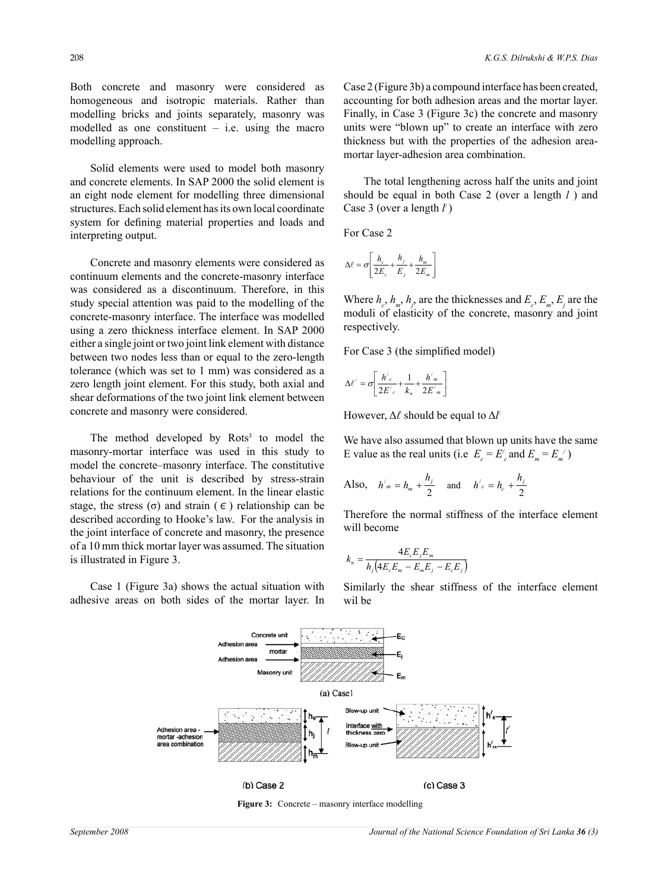Both concrete and masonry were considered as homogeneous and isotropic materials. Rather than modelling bricks and joints separately, masonry was modelled as one constituent – i.e. using the macro modelling approach.

Solid elements were used to model both masonry and concrete elements. In SAP 2000 the solid element is an eight node element for modelling three dimensional structures. Each solid element has its own local coordinate system for defining material properties and loads and interpreting output.

Concrete and masonry elements were considered as continuum elements and the concrete-masonry interface was considered as a discontinuum. Therefore, in this study special attention was paid to the modelling of the concrete-masonry interface. The interface was modelled using a zero thickness interface element. In SAP 2000 either a single joint or two joint link element with distance between two nodes less than or equal to the zero-length tolerance (which was set to 1 mm) was considered as a zero length joint element. For this study, both axial and shear deformations of the two joint link element between concrete and masonry were considered.

The method developed by Rots[3] to model the masonry-mortar interface was used in this study to model the concrete–masonry interface. The constitutive behaviour of the unit is described by stress-strain relations for the continuum element. In the linear elastic stage, the stress (σ) and strain ($\in$) relationship can be described according to Hooke's law. For the analysis in the joint interface of concrete and masonry, the presence of a 10 mm thick mortar layer was assumed. The situation is illustrated in Figure 3.

Case 1 (Figure 3a) shows the actual situation with adhesive areas on both sides of the mortar layer. In Case 2 (Figure 3b) a compound interface has been created, accounting for both adhesion areas and the mortar layer. Finally, in Case 3 (Figure 3c) the concrete and masonry units were "blown up" to create an interface with zero thickness but with the properties of the adhesion area-mortar layer-adhesion area combination.

The total lengthening across half the units and joint should be equal in both Case 2 (over a length $l$ ) and Case 3 (over a length $l^{/}$)

For Case 2

$$\Delta\ell = \sigma\left[\frac{h_c}{2E_c} + \frac{h_j}{E_j} + \frac{h_m}{2E_m}\right]$$

Where $h_c$, $h_m$, $h_j$, are the thicknesses and $E_c$, $E_m$, $E_j$ are the moduli of elasticity of the concrete, masonry and joint respectively.

For Case 3 (the simplified model)

$$\Delta\ell^{/} = \sigma\left[\frac{h^{/}_c}{2E^{/}_c} + \frac{1}{k_n} + \frac{h^{/}_m}{2E^{/}_m}\right]$$

However, $\Delta\ell$ should be equal to $\Delta l^{/}$

We have also assumed that blown up units have the same E value as the real units (i.e $E_c = E^{/}_c$ and $E_m = E_m^{/}$ )

Also, $h^{/}_m = h_m + \dfrac{h_j}{2}$ and $h^{/}_c = h_c + \dfrac{h_j}{2}$

Therefore the normal stiffness of the interface element will become

$$k_n = \frac{4E_cE_jE_m}{h_j\left(4E_cE_m - E_mE_j - E_cE_j\right)}$$

Similarly the shear stiffness of the interface element wil be

Concrete unit
Adhesion area
mortar
Adhesion area
Masonry unit
Ec
Ej
Em
(a) Case1

Adhesion area - mortar -adhesion area combination
hc
hj
hm
l
(b) Case 2

Blow-up unit
Interface with thickness zero
Blow-up unit
h′c
l′
h′m
(c) Case 3

**Figure 3:** Concrete – masonry interface modelling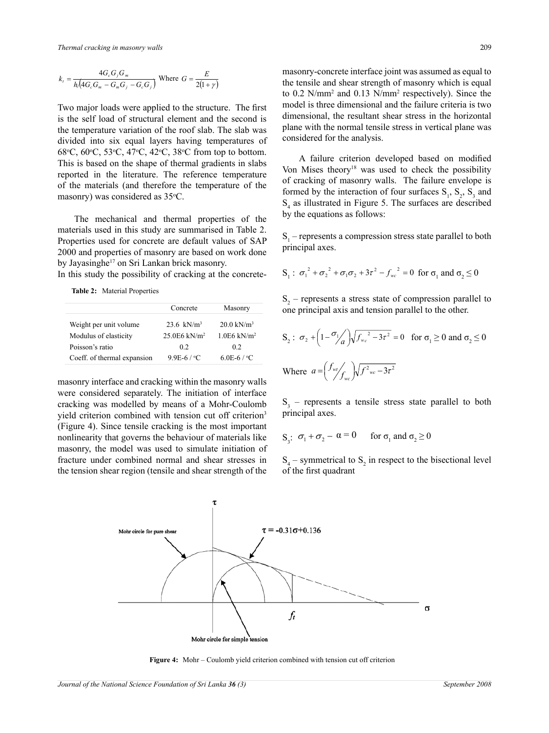$$k_t = \frac{4G_c G_j G_m}{h_j(4G_c G_m - G_m G_j - G_c G_j)} \quad \text{Where } G = \frac{E}{2(1+\gamma)}$$

Two major loads were applied to the structure. The first is the self load of structural element and the second is the temperature variation of the roof slab. The slab was divided into six equal layers having temperatures of 68°C, 60°C, 53°C, 47°C, 42°C, 38°C from top to bottom. This is based on the shape of thermal gradients in slabs reported in the literature. The reference temperature of the materials (and therefore the temperature of the masonry) was considered as 35°C.

The mechanical and thermal properties of the materials used in this study are summarised in Table 2. Properties used for concrete are default values of SAP 2000 and properties of masonry are based on work done by Jayasinghe[17] on Sri Lankan brick masonry.

In this study the possibility of cracking at the concrete-masonry interface and cracking within the masonry walls were considered separately. The initiation of interface cracking was modelled by means of a Mohr-Coulomb yield criterion combined with tension cut off criterion[3] (Figure 4). Since tensile cracking is the most important nonlinearity that governs the behaviour of materials like masonry, the model was used to simulate initiation of fracture under combined normal and shear stresses in the tension shear region (tensile and shear strength of the masonry-concrete interface joint was assumed as equal to the tensile and shear strength of masonry which is equal to 0.2 N/mm$^2$ and 0.13 N/mm$^2$ respectively). Since the model is three dimensional and the failure criteria is two dimensional, the resultant shear stress in the horizontal plane with the normal tensile stress in vertical plane was considered for the analysis.

**Table 2:** Material Properties

| | Concrete | Masonry |
|---|---|---|
| Weight per unit volume | 23.6 kN/m$^3$ | 20.0 kN/m$^3$ |
| Modulus of elasticity | 25.0E6 kN/m$^2$ | 1.0E6 kN/m$^2$ |
| Poisson's ratio | 0.2 | 0.2 |
| Coeff. of thermal expansion | 9.9E-6 / °C | 6.0E-6 / °C |

A failure criterion developed based on modified Von Mises theory[18] was used to check the possibility of cracking of masonry walls. The failure envelope is formed by the interaction of four surfaces $S_1$, $S_2$, $S_3$ and $S_4$ as illustrated in Figure 5. The surfaces are described by the equations as follows:

$S_1$ – represents a compression stress state parallel to both principal axes.

$$S_1: \ \sigma_1^2 + \sigma_2^2 + \sigma_1\sigma_2 + 3\tau^2 - f_{wc}^2 = 0 \ \text{ for } \sigma_1 \text{ and } \sigma_2 \leq 0$$

$S_2$ – represents a stress state of compression parallel to one principal axis and tension parallel to the other.

$$S_2: \ \sigma_2 + \left(1 - \frac{\sigma_1}{a}\right)\sqrt{f_{wc}^2 - 3\tau^2} = 0 \ \text{ for } \sigma_1 \geq 0 \text{ and } \sigma_2 \leq 0$$

$$\text{Where } a = \left(\frac{f_{wt}}{f_{wc}}\right)\sqrt{f^2_{wc} - 3\tau^2}$$

$S_3$ – represents a tensile stress state parallel to both principal axes.

$$S_3: \ \sigma_1 + \sigma_2 - \alpha = 0 \quad \text{for } \sigma_1 \text{ and } \sigma_2 \geq 0$$

$S_4$ – symmetrical to $S_2$ in respect to the bisectional level of the first quadrant

τ

Mohr circle for pure shear

τ = -0.31σ+0.136

σ

$f_t$

Mohr circle for simple tension

**Figure 4:** Mohr – Coulomb yield criterion combined with tension cut off criterion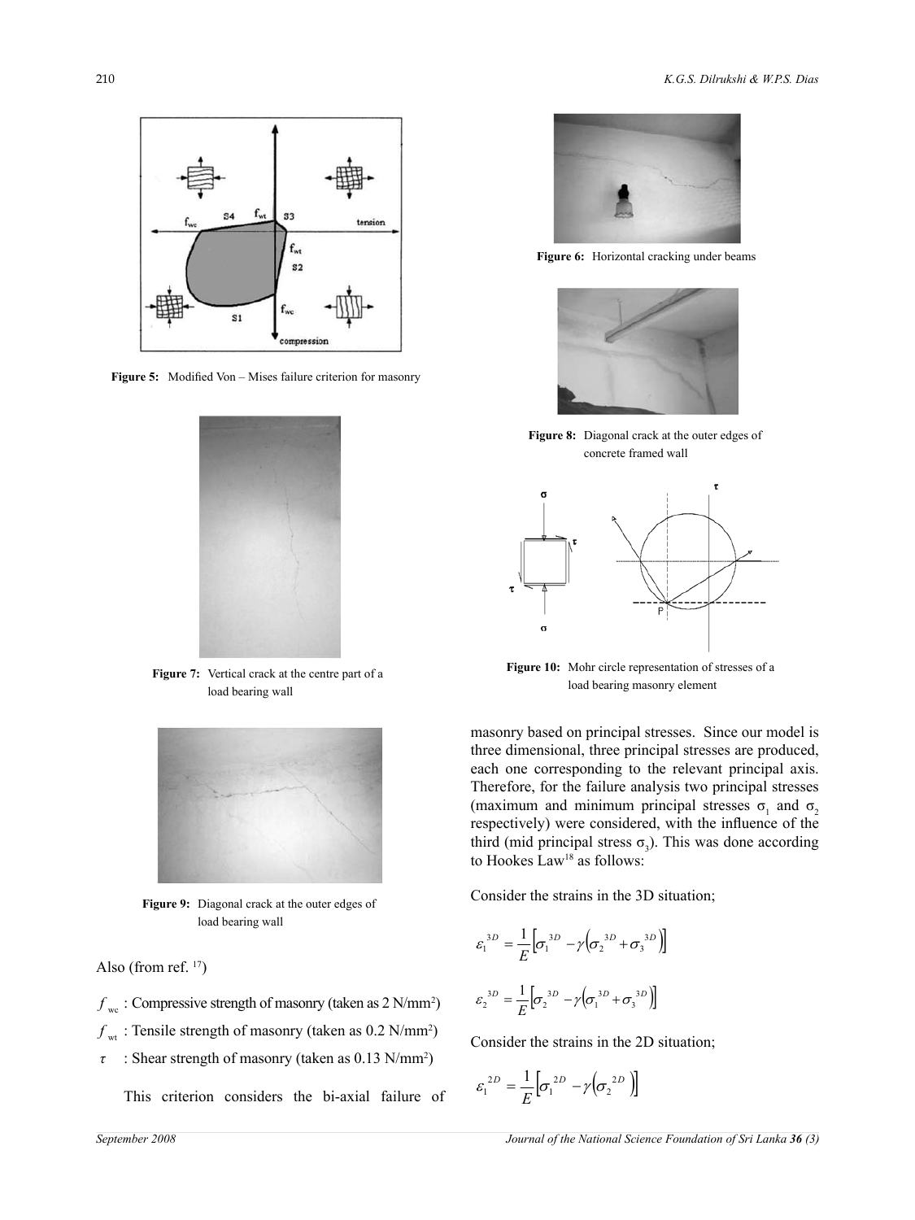Figure 5: Modified Von – Mises failure criterion for masonry

Figure 7: Vertical crack at the centre part of a load bearing wall

Figure 9: Diagonal crack at the outer edges of load bearing wall

Also (from ref. [17])

$f_{wc}$ : Compressive strength of masonry (taken as 2 N/mm$^2$)

$f_{wt}$ : Tensile strength of masonry (taken as 0.2 N/mm$^2$)

$\tau$ : Shear strength of masonry (taken as 0.13 N/mm$^2$)

This criterion considers the bi-axial failure of masonry based on principal stresses. Since our model is three dimensional, three principal stresses are produced, each one corresponding to the relevant principal axis. Therefore, for the failure analysis two principal stresses (maximum and minimum principal stresses $\sigma_1$ and $\sigma_2$ respectively) were considered, with the influence of the third (mid principal stress $\sigma_3$). This was done according to Hookes Law[18] as follows:

Figure 6: Horizontal cracking under beams

Figure 8: Diagonal crack at the outer edges of concrete framed wall

Figure 10: Mohr circle representation of stresses of a load bearing masonry element

Consider the strains in the 3D situation;

$$\varepsilon_1^{3D} = \frac{1}{E}\left[\sigma_1^{3D} - \gamma\left(\sigma_2^{3D} + \sigma_3^{3D}\right)\right]$$

$$\varepsilon_2^{3D} = \frac{1}{E}\left[\sigma_2^{3D} - \gamma\left(\sigma_1^{3D} + \sigma_3^{3D}\right)\right]$$

Consider the strains in the 2D situation;

$$\varepsilon_1^{2D} = \frac{1}{E}\left[\sigma_1^{2D} - \gamma\left(\sigma_2^{2D}\right)\right]$$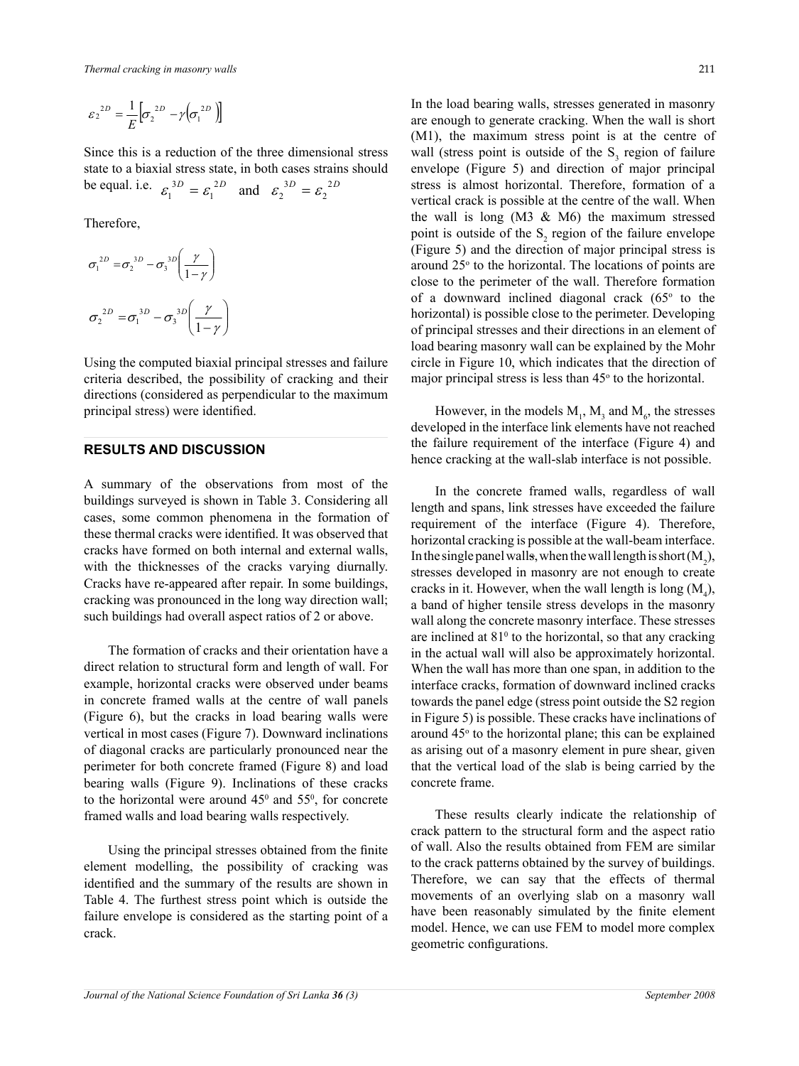$$\varepsilon_2^{2D} = \frac{1}{E}\left[\sigma_2^{2D} - \gamma\left(\sigma_1^{2D}\right)\right]$$

Since this is a reduction of the three dimensional stress state to a biaxial stress state, in both cases strains should be equal. i.e. $\varepsilon_1^{3D} = \varepsilon_1^{2D}$ and $\varepsilon_2^{3D} = \varepsilon_2^{2D}$

Therefore,

$$\sigma_1^{2D} = \sigma_2^{3D} - \sigma_3^{3D}\left(\frac{\gamma}{1-\gamma}\right)$$

$$\sigma_2^{2D} = \sigma_1^{3D} - \sigma_3^{3D}\left(\frac{\gamma}{1-\gamma}\right)$$

Using the computed biaxial principal stresses and failure criteria described, the possibility of cracking and their directions (considered as perpendicular to the maximum principal stress) were identified.

## RESULTS AND DISCUSSION

A summary of the observations from most of the buildings surveyed is shown in Table 3. Considering all cases, some common phenomena in the formation of these thermal cracks were identified. It was observed that cracks have formed on both internal and external walls, with the thicknesses of the cracks varying diurnally. Cracks have re-appeared after repair. In some buildings, cracking was pronounced in the long way direction wall; such buildings had overall aspect ratios of 2 or above.

The formation of cracks and their orientation have a direct relation to structural form and length of wall. For example, horizontal cracks were observed under beams in concrete framed walls at the centre of wall panels (Figure 6), but the cracks in load bearing walls were vertical in most cases (Figure 7). Downward inclinations of diagonal cracks are particularly pronounced near the perimeter for both concrete framed (Figure 8) and load bearing walls (Figure 9). Inclinations of these cracks to the horizontal were around $45^0$ and $55^0$, for concrete framed walls and load bearing walls respectively.

Using the principal stresses obtained from the finite element modelling, the possibility of cracking was identified and the summary of the results are shown in Table 4. The furthest stress point which is outside the failure envelope is considered as the starting point of a crack.

In the load bearing walls, stresses generated in masonry are enough to generate cracking. When the wall is short (M1), the maximum stress point is at the centre of wall (stress point is outside of the $S_3$ region of failure envelope (Figure 5) and direction of major principal stress is almost horizontal. Therefore, formation of a vertical crack is possible at the centre of the wall. When the wall is long (M3 & M6) the maximum stressed point is outside of the $S_2$ region of the failure envelope (Figure 5) and the direction of major principal stress is around $25^o$ to the horizontal. The locations of points are close to the perimeter of the wall. Therefore formation of a downward inclined diagonal crack ($65^o$ to the horizontal) is possible close to the perimeter. Developing of principal stresses and their directions in an element of load bearing masonry wall can be explained by the Mohr circle in Figure 10, which indicates that the direction of major principal stress is less than $45^o$ to the horizontal.

However, in the models $M_1$, $M_3$ and $M_6$, the stresses developed in the interface link elements have not reached the failure requirement of the interface (Figure 4) and hence cracking at the wall-slab interface is not possible.

In the concrete framed walls, regardless of wall length and spans, link stresses have exceeded the failure requirement of the interface (Figure 4). Therefore, horizontal cracking is possible at the wall-beam interface. In the single panel walls, when the wall length is short ($M_2$), stresses developed in masonry are not enough to create cracks in it. However, when the wall length is long ($M_4$), a band of higher tensile stress develops in the masonry wall along the concrete masonry interface. These stresses are inclined at $81^0$ to the horizontal, so that any cracking in the actual wall will also be approximately horizontal. When the wall has more than one span, in addition to the interface cracks, formation of downward inclined cracks towards the panel edge (stress point outside the S2 region in Figure 5) is possible. These cracks have inclinations of around $45^o$ to the horizontal plane; this can be explained as arising out of a masonry element in pure shear, given that the vertical load of the slab is being carried by the concrete frame.

These results clearly indicate the relationship of crack pattern to the structural form and the aspect ratio of wall. Also the results obtained from FEM are similar to the crack patterns obtained by the survey of buildings. Therefore, we can say that the effects of thermal movements of an overlying slab on a masonry wall have been reasonably simulated by the finite element model. Hence, we can use FEM to model more complex geometric configurations.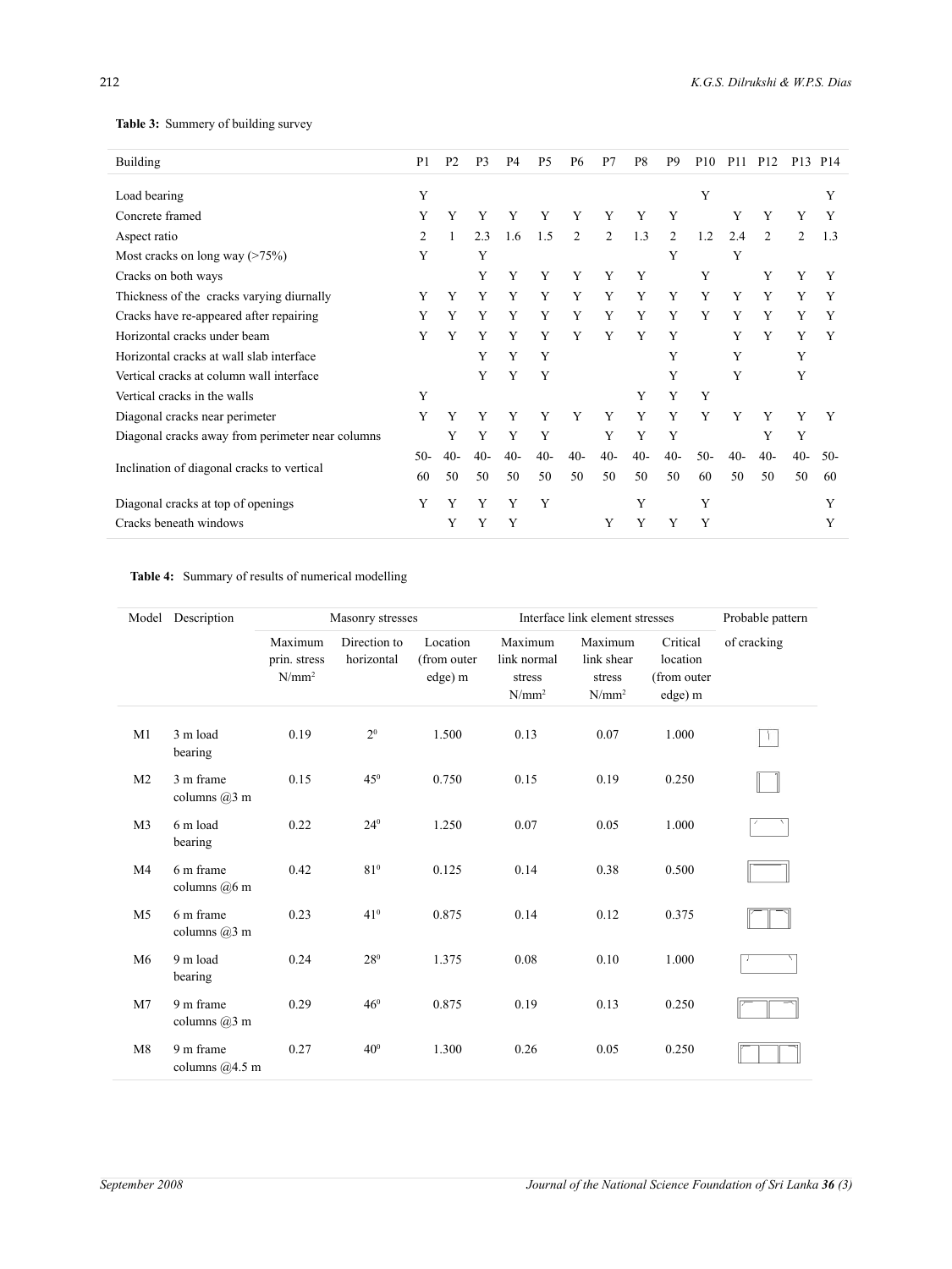**Table 3:** Summery of building survey

| Building | P1 | P2 | P3 | P4 | P5 | P6 | P7 | P8 | P9 | P10 | P11 | P12 | P13 | P14 |
|---|---|---|---|---|---|---|---|---|---|---|---|---|---|---|
| Load bearing | Y | | | | | | | | | Y | | | | Y |
| Concrete framed | Y | Y | Y | Y | Y | Y | Y | Y | Y | | Y | Y | Y | Y |
| Aspect ratio | 2 | 1 | 2.3 | 1.6 | 1.5 | 2 | 2 | 1.3 | 2 | 1.2 | 2.4 | 2 | 2 | 1.3 |
| Most cracks on long way (>75%) | Y | | Y | | | | | | Y | | Y | | | |
| Cracks on both ways | | | Y | Y | Y | Y | Y | Y | | Y | | Y | Y | Y |
| Thickness of the cracks varying diurnally | Y | Y | Y | Y | Y | Y | Y | Y | Y | Y | Y | Y | Y | Y |
| Cracks have re-appeared after repairing | Y | Y | Y | Y | Y | Y | Y | Y | Y | Y | Y | Y | Y | Y |
| Horizontal cracks under beam | Y | Y | Y | Y | Y | Y | Y | Y | Y | | Y | Y | Y | Y |
| Horizontal cracks at wall slab interface | | | Y | Y | Y | | | | Y | | Y | | Y | |
| Vertical cracks at column wall interface | | | Y | Y | Y | | | | Y | | Y | | Y | |
| Vertical cracks in the walls | Y | | | | | | | Y | Y | Y | | | | |
| Diagonal cracks near perimeter | Y | Y | Y | Y | Y | Y | Y | Y | Y | Y | Y | Y | Y | Y |
| Diagonal cracks away from perimeter near columns | | Y | Y | Y | Y | | Y | Y | Y | | | Y | Y | |
| Inclination of diagonal cracks to vertical | 50-60 | 40-50 | 40-50 | 40-50 | 40-50 | 40-50 | 40-50 | 40-50 | 40-50 | 50-60 | 40-50 | 40-50 | 40-50 | 50-60 |
| Diagonal cracks at top of openings | Y | Y | Y | Y | Y | | | Y | | Y | | | | Y |
| Cracks beneath windows | | Y | Y | Y | | | Y | Y | Y | Y | | | | Y |

**Table 4:** Summary of results of numerical modelling

| Model | Description | Masonry stresses | | | Interface link element stresses | | | Probable pattern of cracking |
|---|---|---|---|---|---|---|---|---|
| | | Maximum prin. stress N/mm² | Direction to horizontal | Location (from outer edge) m | Maximum link normal stress N/mm² | Maximum link shear stress N/mm² | Critical location (from outer edge) m | |
| M1 | 3 m load bearing | 0.19 | $2^0$ | 1.500 | 0.13 | 0.07 | 1.000 | |
| M2 | 3 m frame columns @3 m | 0.15 | $45^0$ | 0.750 | 0.15 | 0.19 | 0.250 | |
| M3 | 6 m load bearing | 0.22 | $24^0$ | 1.250 | 0.07 | 0.05 | 1.000 | |
| M4 | 6 m frame columns @6 m | 0.42 | $81^0$ | 0.125 | 0.14 | 0.38 | 0.500 | |
| M5 | 6 m frame columns @3 m | 0.23 | $41^0$ | 0.875 | 0.14 | 0.12 | 0.375 | |
| M6 | 9 m load bearing | 0.24 | $28^0$ | 1.375 | 0.08 | 0.10 | 1.000 | |
| M7 | 9 m frame columns @3 m | 0.29 | $46^0$ | 0.875 | 0.19 | 0.13 | 0.250 | |
| M8 | 9 m frame columns @4.5 m | 0.27 | $40^0$ | 1.300 | 0.26 | 0.05 | 0.250 | |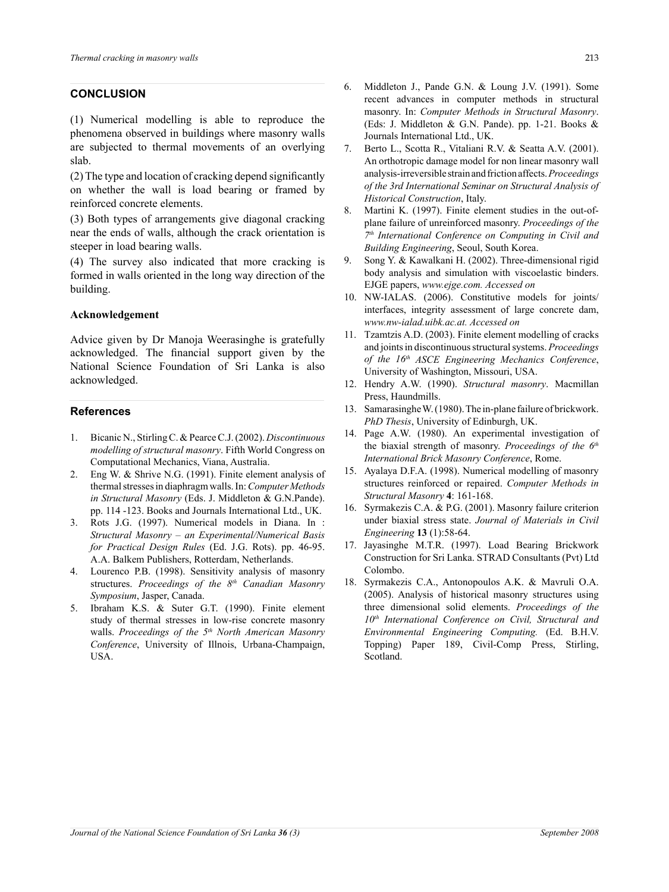## CONCLUSION

(1) Numerical modelling is able to reproduce the phenomena observed in buildings where masonry walls are subjected to thermal movements of an overlying slab.

(2) The type and location of cracking depend significantly on whether the wall is load bearing or framed by reinforced concrete elements.

(3) Both types of arrangements give diagonal cracking near the ends of walls, although the crack orientation is steeper in load bearing walls.

(4) The survey also indicated that more cracking is formed in walls oriented in the long way direction of the building.

### Acknowledgement

Advice given by Dr Manoja Weerasinghe is gratefully acknowledged. The financial support given by the National Science Foundation of Sri Lanka is also acknowledged.

## References

1. Bicanic N., Stirling C. & Pearce C.J. (2002). *Discontinuous modelling of structural masonry*. Fifth World Congress on Computational Mechanics, Viana, Australia.
2. Eng W. & Shrive N.G. (1991). Finite element analysis of thermal stresses in diaphragm walls. In: *Computer Methods in Structural Masonry* (Eds. J. Middleton & G.N.Pande). pp. 114 -123. Books and Journals International Ltd., UK.
3. Rots J.G. (1997). Numerical models in Diana. In : *Structural Masonry – an Experimental/Numerical Basis for Practical Design Rules* (Ed. J.G. Rots). pp. 46-95. A.A. Balkem Publishers, Rotterdam, Netherlands.
4. Lourenco P.B. (1998). Sensitivity analysis of masonry structures. *Proceedings of the 8th Canadian Masonry Symposium*, Jasper, Canada.
5. Ibraham K.S. & Suter G.T. (1990). Finite element study of thermal stresses in low-rise concrete masonry walls. *Proceedings of the 5th North American Masonry Conference*, University of Illnois, Urbana-Champaign, USA.
6. Middleton J., Pande G.N. & Loung J.V. (1991). Some recent advances in computer methods in structural masonry. In: *Computer Methods in Structural Masonry*. (Eds: J. Middleton & G.N. Pande). pp. 1-21. Books & Journals International Ltd., UK.
7. Berto L., Scotta R., Vitaliani R.V. & Seatta A.V. (2001). An orthotropic damage model for non linear masonry wall analysis-irreversible strain and friction affects. *Proceedings of the 3rd International Seminar on Structural Analysis of Historical Construction*, Italy.
8. Martini K. (1997). Finite element studies in the out-of-plane failure of unreinforced masonry. *Proceedings of the 7th International Conference on Computing in Civil and Building Engineering*, Seoul, South Korea.
9. Song Y. & Kawalkani H. (2002). Three-dimensional rigid body analysis and simulation with viscoelastic binders. EJGE papers, *www.ejge.com. Accessed on*
10. NW-IALAS. (2006). Constitutive models for joints/ interfaces, integrity assessment of large concrete dam, *www.nw-ialad.uibk.ac.at. Accessed on*
11. Tzamtzis A.D. (2003). Finite element modelling of cracks and joints in discontinuous structural systems. *Proceedings of the 16th ASCE Engineering Mechanics Conference*, University of Washington, Missouri, USA.
12. Hendry A.W. (1990). *Structural masonry*. Macmillan Press, Haundmills.
13. Samarasinghe W. (1980). The in-plane failure of brickwork. *PhD Thesis*, University of Edinburgh, UK.
14. Page A.W. (1980). An experimental investigation of the biaxial strength of masonry. *Proceedings of the 6th International Brick Masonry Conference*, Rome.
15. Ayalaya D.F.A. (1998). Numerical modelling of masonry structures reinforced or repaired. *Computer Methods in Structural Masonry* **4**: 161-168.
16. Syrmakezis C.A. & P.G. (2001). Masonry failure criterion under biaxial stress state. *Journal of Materials in Civil Engineering* **13** (1):58-64.
17. Jayasinghe M.T.R. (1997). Load Bearing Brickwork Construction for Sri Lanka. STRAD Consultants (Pvt) Ltd Colombo.
18. Syrmakezis C.A., Antonopoulos A.K. & Mavruli O.A. (2005). Analysis of historical masonry structures using three dimensional solid elements. *Proceedings of the 10th International Conference on Civil, Structural and Environmental Engineering Computing.* (Ed. B.H.V. Topping) Paper 189, Civil-Comp Press, Stirling, Scotland.